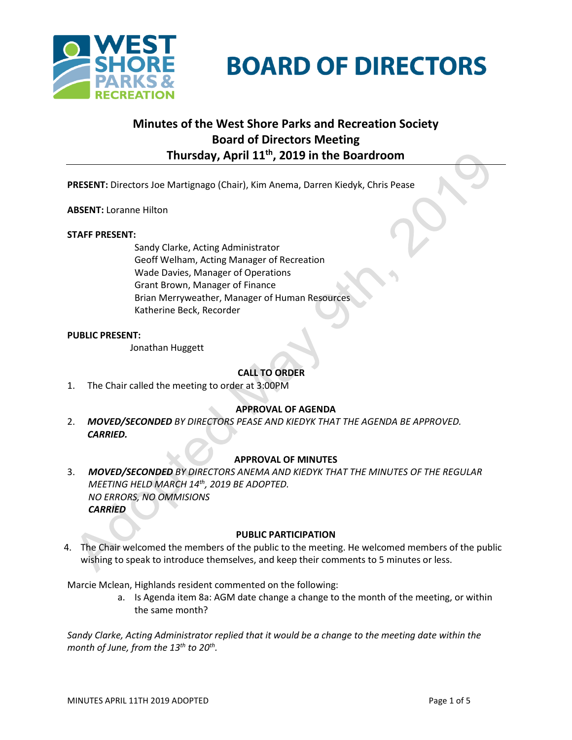# BOARD OF DIRECTORS

## Minutes of the West Shore Parks and Recreation Society Board of Directors Meeting Thursday, April 11th, 2019 in the Boardroom

**PRESENT:** Directors Joe Martignago (Chair), Kim Anema, Darren Kiedyk, Chris Pease

**ABSENT:** Loranne Hilton

**STAFF PRESENT:**

Sandy Clarke, Acting Administrator
Geoff Welham, Acting Manager of Recreation
Wade Davies, Manager of Operations
Grant Brown, Manager of Finance
Brian Merryweather, Manager of Human Resources
Katherine Beck, Recorder

**PUBLIC PRESENT:**

Jonathan Huggett

**CALL TO ORDER**

1. The Chair called the meeting to order at 3:00PM

**APPROVAL OF AGENDA**

2. ***MOVED/SECONDED** BY DIRECTORS PEASE AND KIEDYK THAT THE AGENDA BE APPROVED.*
   ***CARRIED.***

**APPROVAL OF MINUTES**

3. ***MOVED/SECONDED** BY DIRECTORS ANEMA AND KIEDYK THAT THE MINUTES OF THE REGULAR MEETING HELD MARCH 14th, 2019 BE ADOPTED.*
   *NO ERRORS, NO OMMISIONS*
   ***CARRIED***

**PUBLIC PARTICIPATION**

4. The Chair welcomed the members of the public to the meeting. He welcomed members of the public wishing to speak to introduce themselves, and keep their comments to 5 minutes or less.

Marcie Mclean, Highlands resident commented on the following:

a. Is Agenda item 8a: AGM date change a change to the month of the meeting, or within the same month?

*Sandy Clarke, Acting Administrator replied that it would be a change to the meeting date within the month of June, from the 13th to 20th.*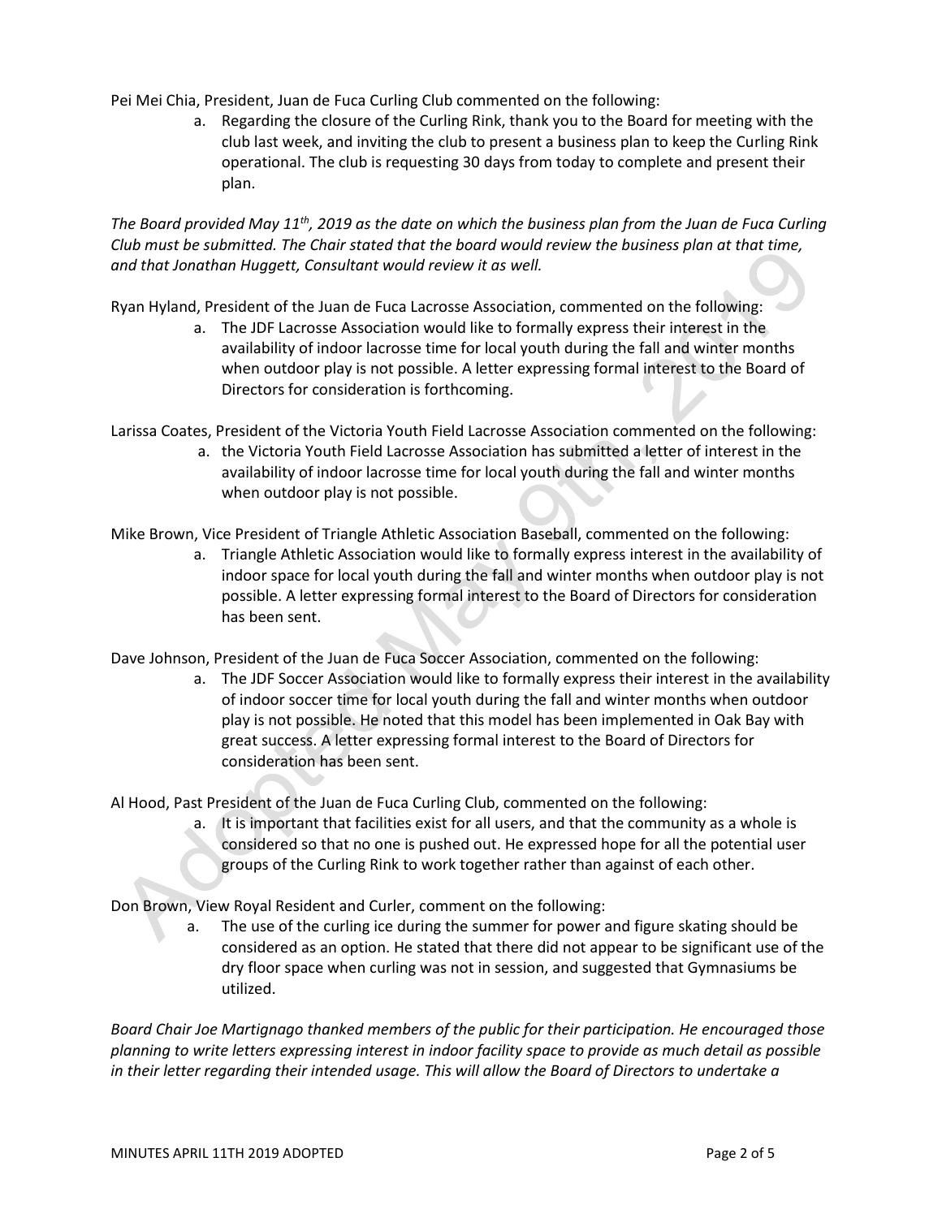Pei Mei Chia, President, Juan de Fuca Curling Club commented on the following:

a. Regarding the closure of the Curling Rink, thank you to the Board for meeting with the club last week, and inviting the club to present a business plan to keep the Curling Rink operational. The club is requesting 30 days from today to complete and present their plan.

*The Board provided May 11th, 2019 as the date on which the business plan from the Juan de Fuca Curling Club must be submitted. The Chair stated that the board would review the business plan at that time, and that Jonathan Huggett, Consultant would review it as well.*

Ryan Hyland, President of the Juan de Fuca Lacrosse Association, commented on the following:

a. The JDF Lacrosse Association would like to formally express their interest in the availability of indoor lacrosse time for local youth during the fall and winter months when outdoor play is not possible. A letter expressing formal interest to the Board of Directors for consideration is forthcoming.

Larissa Coates, President of the Victoria Youth Field Lacrosse Association commented on the following:

a. the Victoria Youth Field Lacrosse Association has submitted a letter of interest in the availability of indoor lacrosse time for local youth during the fall and winter months when outdoor play is not possible.

Mike Brown, Vice President of Triangle Athletic Association Baseball, commented on the following:

a. Triangle Athletic Association would like to formally express interest in the availability of indoor space for local youth during the fall and winter months when outdoor play is not possible. A letter expressing formal interest to the Board of Directors for consideration has been sent.

Dave Johnson, President of the Juan de Fuca Soccer Association, commented on the following:

a. The JDF Soccer Association would like to formally express their interest in the availability of indoor soccer time for local youth during the fall and winter months when outdoor play is not possible. He noted that this model has been implemented in Oak Bay with great success. A letter expressing formal interest to the Board of Directors for consideration has been sent.

Al Hood, Past President of the Juan de Fuca Curling Club, commented on the following:

a. It is important that facilities exist for all users, and that the community as a whole is considered so that no one is pushed out. He expressed hope for all the potential user groups of the Curling Rink to work together rather than against of each other.

Don Brown, View Royal Resident and Curler, comment on the following:

a. The use of the curling ice during the summer for power and figure skating should be considered as an option. He stated that there did not appear to be significant use of the dry floor space when curling was not in session, and suggested that Gymnasiums be utilized.

*Board Chair Joe Martignago thanked members of the public for their participation. He encouraged those planning to write letters expressing interest in indoor facility space to provide as much detail as possible in their letter regarding their intended usage. This will allow the Board of Directors to undertake a*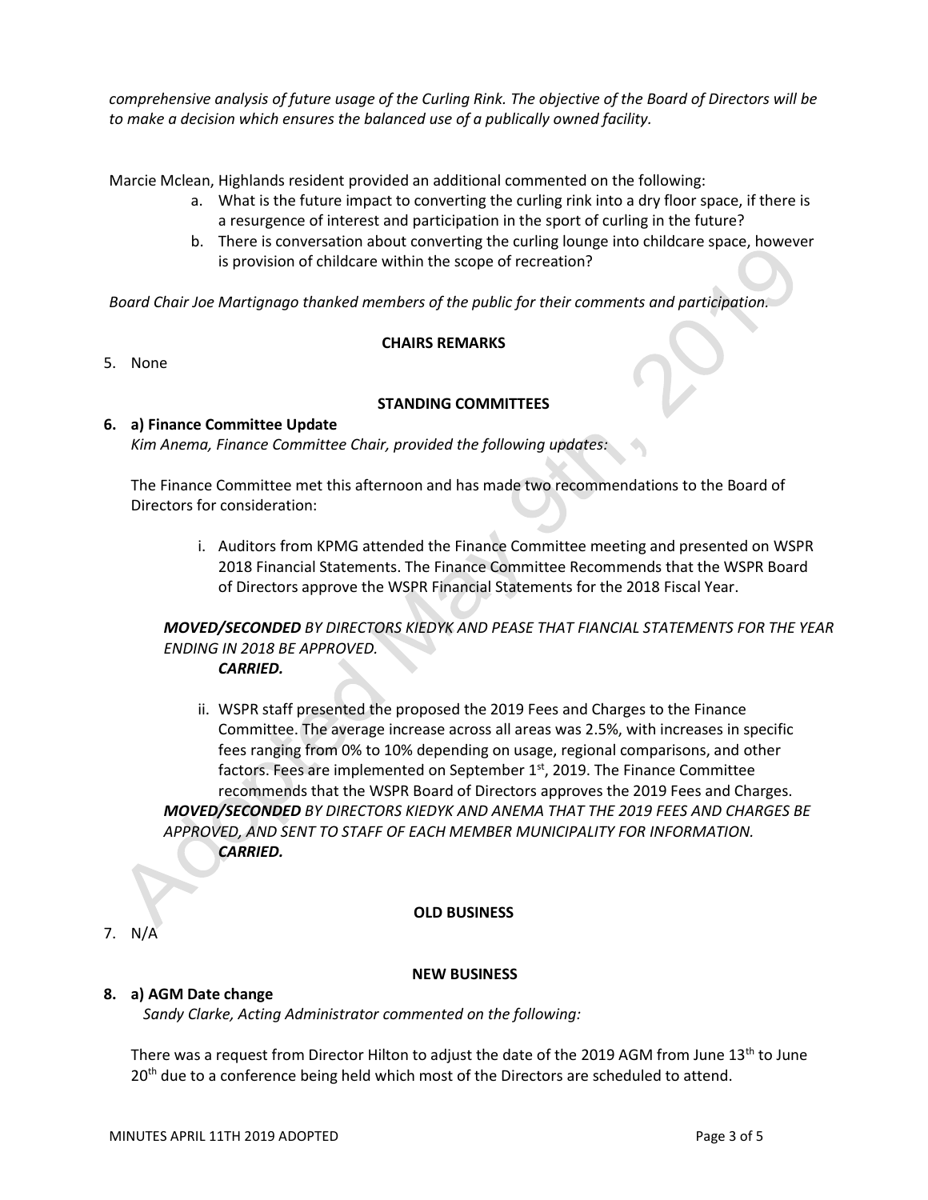*comprehensive analysis of future usage of the Curling Rink. The objective of the Board of Directors will be to make a decision which ensures the balanced use of a publically owned facility.*

Marcie Mclean, Highlands resident provided an additional commented on the following:

a. What is the future impact to converting the curling rink into a dry floor space, if there is a resurgence of interest and participation in the sport of curling in the future?
b. There is conversation about converting the curling lounge into childcare space, however is provision of childcare within the scope of recreation?

*Board Chair Joe Martignago thanked members of the public for their comments and participation.*

**CHAIRS REMARKS**

5. None

**STANDING COMMITTEES**

**6. a) Finance Committee Update**

*Kim Anema, Finance Committee Chair, provided the following updates:*

The Finance Committee met this afternoon and has made two recommendations to the Board of Directors for consideration:

i. Auditors from KPMG attended the Finance Committee meeting and presented on WSPR 2018 Financial Statements. The Finance Committee Recommends that the WSPR Board of Directors approve the WSPR Financial Statements for the 2018 Fiscal Year.

***MOVED/SECONDED*** *BY DIRECTORS KIEDYK AND PEASE THAT FIANCIAL STATEMENTS FOR THE YEAR ENDING IN 2018 BE APPROVED.*
***CARRIED.***

ii. WSPR staff presented the proposed the 2019 Fees and Charges to the Finance Committee. The average increase across all areas was 2.5%, with increases in specific fees ranging from 0% to 10% depending on usage, regional comparisons, and other factors. Fees are implemented on September 1st, 2019. The Finance Committee recommends that the WSPR Board of Directors approves the 2019 Fees and Charges.

***MOVED/SECONDED*** *BY DIRECTORS KIEDYK AND ANEMA THAT THE 2019 FEES AND CHARGES BE APPROVED, AND SENT TO STAFF OF EACH MEMBER MUNICIPALITY FOR INFORMATION.*
***CARRIED.***

**OLD BUSINESS**

7. N/A

**NEW BUSINESS**

**8. a) AGM Date change**

*Sandy Clarke, Acting Administrator commented on the following:*

There was a request from Director Hilton to adjust the date of the 2019 AGM from June 13th to June 20th due to a conference being held which most of the Directors are scheduled to attend.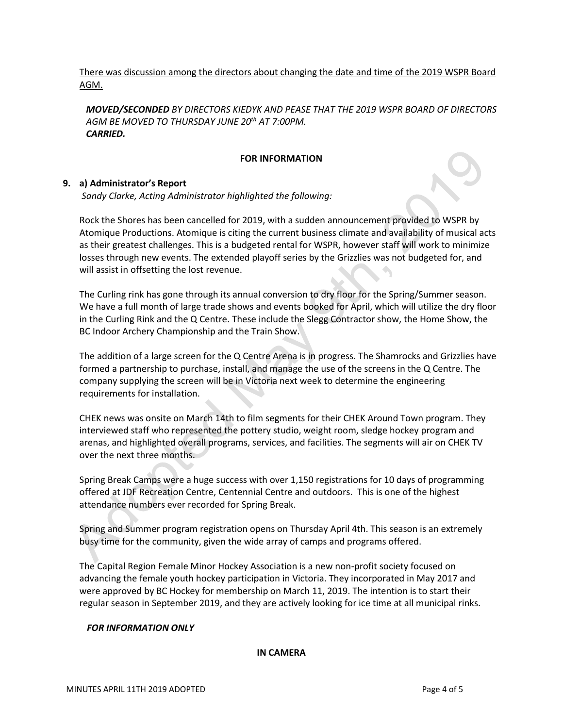<u>There was discussion among the directors about changing the date and time of the 2019 WSPR Board AGM.</u>

***MOVED/SECONDED** BY DIRECTORS KIEDYK AND PEASE THAT THE 2019 WSPR BOARD OF DIRECTORS AGM BE MOVED TO THURSDAY JUNE 20th AT 7:00PM.*
***CARRIED.***

**FOR INFORMATION**

**9. a) Administrator's Report**

*Sandy Clarke, Acting Administrator highlighted the following:*

Rock the Shores has been cancelled for 2019, with a sudden announcement provided to WSPR by Atomique Productions. Atomique is citing the current business climate and availability of musical acts as their greatest challenges. This is a budgeted rental for WSPR, however staff will work to minimize losses through new events. The extended playoff series by the Grizzlies was not budgeted for, and will assist in offsetting the lost revenue.

The Curling rink has gone through its annual conversion to dry floor for the Spring/Summer season. We have a full month of large trade shows and events booked for April, which will utilize the dry floor in the Curling Rink and the Q Centre. These include the Slegg Contractor show, the Home Show, the BC Indoor Archery Championship and the Train Show.

The addition of a large screen for the Q Centre Arena is in progress. The Shamrocks and Grizzlies have formed a partnership to purchase, install, and manage the use of the screens in the Q Centre. The company supplying the screen will be in Victoria next week to determine the engineering requirements for installation.

CHEK news was onsite on March 14th to film segments for their CHEK Around Town program. They interviewed staff who represented the pottery studio, weight room, sledge hockey program and arenas, and highlighted overall programs, services, and facilities. The segments will air on CHEK TV over the next three months.

Spring Break Camps were a huge success with over 1,150 registrations for 10 days of programming offered at JDF Recreation Centre, Centennial Centre and outdoors. This is one of the highest attendance numbers ever recorded for Spring Break.

Spring and Summer program registration opens on Thursday April 4th. This season is an extremely busy time for the community, given the wide array of camps and programs offered.

The Capital Region Female Minor Hockey Association is a new non-profit society focused on advancing the female youth hockey participation in Victoria. They incorporated in May 2017 and were approved by BC Hockey for membership on March 11, 2019. The intention is to start their regular season in September 2019, and they are actively looking for ice time at all municipal rinks.

***FOR INFORMATION ONLY***

**IN CAMERA**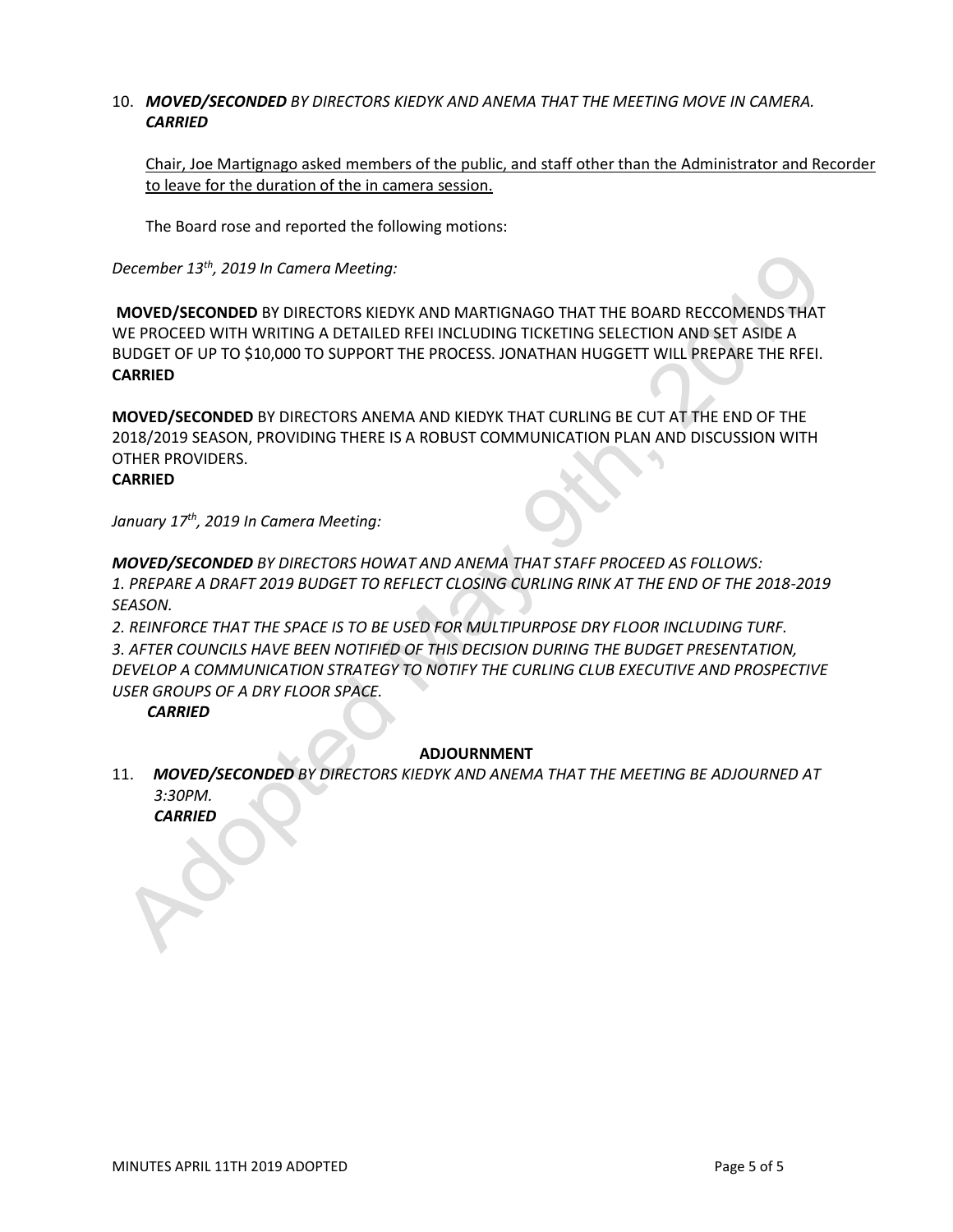10. ***MOVED/SECONDED** BY DIRECTORS KIEDYK AND ANEMA THAT THE MEETING MOVE IN CAMERA.*
    ***CARRIED***

    Chair, Joe Martignago asked members of the public, and staff other than the Administrator and Recorder to leave for the duration of the in camera session.

    The Board rose and reported the following motions:

*December 13th, 2019 In Camera Meeting:*

**MOVED/SECONDED** BY DIRECTORS KIEDYK AND MARTIGNAGO THAT THE BOARD RECCOMENDS THAT WE PROCEED WITH WRITING A DETAILED RFEI INCLUDING TICKETING SELECTION AND SET ASIDE A BUDGET OF UP TO $10,000 TO SUPPORT THE PROCESS. JONATHAN HUGGETT WILL PREPARE THE RFEI.
**CARRIED**

**MOVED/SECONDED** BY DIRECTORS ANEMA AND KIEDYK THAT CURLING BE CUT AT THE END OF THE 2018/2019 SEASON, PROVIDING THERE IS A ROBUST COMMUNICATION PLAN AND DISCUSSION WITH OTHER PROVIDERS.
**CARRIED**

*January 17th, 2019 In Camera Meeting:*

***MOVED/SECONDED** BY DIRECTORS HOWAT AND ANEMA THAT STAFF PROCEED AS FOLLOWS:*
*1. PREPARE A DRAFT 2019 BUDGET TO REFLECT CLOSING CURLING RINK AT THE END OF THE 2018-2019 SEASON.*
*2. REINFORCE THAT THE SPACE IS TO BE USED FOR MULTIPURPOSE DRY FLOOR INCLUDING TURF.*
*3. AFTER COUNCILS HAVE BEEN NOTIFIED OF THIS DECISION DURING THE BUDGET PRESENTATION, DEVELOP A COMMUNICATION STRATEGY TO NOTIFY THE CURLING CLUB EXECUTIVE AND PROSPECTIVE USER GROUPS OF A DRY FLOOR SPACE.*
***CARRIED***

**ADJOURNMENT**

11. ***MOVED/SECONDED** BY DIRECTORS KIEDYK AND ANEMA THAT THE MEETING BE ADJOURNED AT 3:30PM.*
    ***CARRIED***

Adopted May 9th, 2019